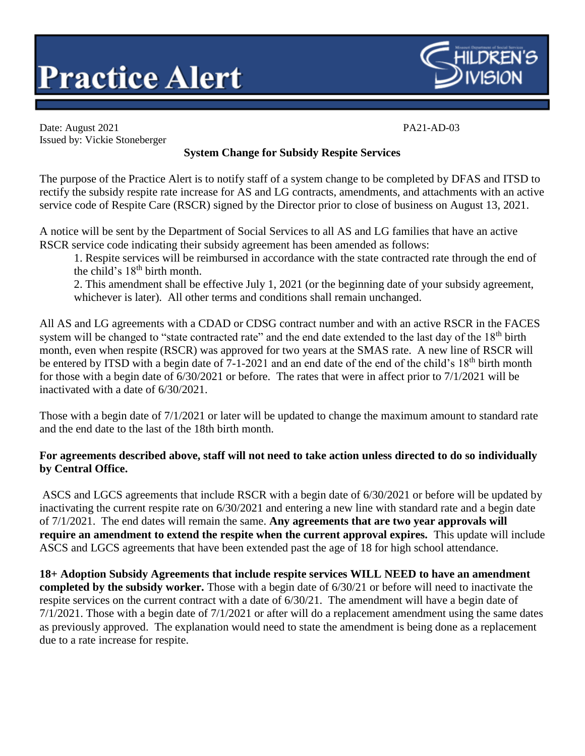# Practice Alert

CHILDREN'S DIVISION

Date: August 2021 PA21-AD-03

Issued by: Vickie Stoneberger

## System Change for Subsidy Respite Services

The purpose of the Practice Alert is to notify staff of a system change to be completed by DFAS and ITSD to rectify the subsidy respite rate increase for AS and LG contracts, amendments, and attachments with an active service code of Respite Care (RSCR) signed by the Director prior to close of business on August 13, 2021.

A notice will be sent by the Department of Social Services to all AS and LG families that have an active RSCR service code indicating their subsidy agreement has been amended as follows:

1. Respite services will be reimbursed in accordance with the state contracted rate through the end of the child's 18th birth month.
2. This amendment shall be effective July 1, 2021 (or the beginning date of your subsidy agreement, whichever is later). All other terms and conditions shall remain unchanged.

All AS and LG agreements with a CDAD or CDSG contract number and with an active RSCR in the FACES system will be changed to "state contracted rate" and the end date extended to the last day of the 18th birth month, even when respite (RSCR) was approved for two years at the SMAS rate. A new line of RSCR will be entered by ITSD with a begin date of 7-1-2021 and an end date of the end of the child's 18th birth month for those with a begin date of 6/30/2021 or before. The rates that were in affect prior to 7/1/2021 will be inactivated with a date of 6/30/2021.

Those with a begin date of 7/1/2021 or later will be updated to change the maximum amount to standard rate and the end date to the last of the 18th birth month.

**For agreements described above, staff will not need to take action unless directed to do so individually by Central Office.**

ASCS and LGCS agreements that include RSCR with a begin date of 6/30/2021 or before will be updated by inactivating the current respite rate on 6/30/2021 and entering a new line with standard rate and a begin date of 7/1/2021. The end dates will remain the same. **Any agreements that are two year approvals will require an amendment to extend the respite when the current approval expires.** This update will include ASCS and LGCS agreements that have been extended past the age of 18 for high school attendance.

**18+ Adoption Subsidy Agreements that include respite services WILL NEED to have an amendment completed by the subsidy worker.** Those with a begin date of 6/30/21 or before will need to inactivate the respite services on the current contract with a date of 6/30/21. The amendment will have a begin date of 7/1/2021. Those with a begin date of 7/1/2021 or after will do a replacement amendment using the same dates as previously approved. The explanation would need to state the amendment is being done as a replacement due to a rate increase for respite.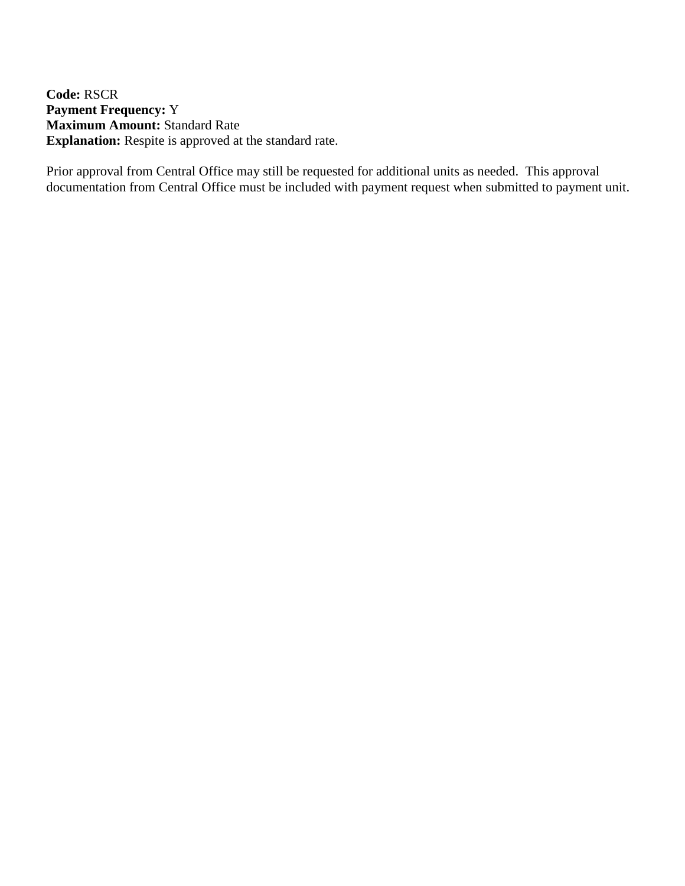**Code:** RSCR  
**Payment Frequency:** Y  
**Maximum Amount:** Standard Rate  
**Explanation:** Respite is approved at the standard rate.

Prior approval from Central Office may still be requested for additional units as needed. This approval documentation from Central Office must be included with payment request when submitted to payment unit.